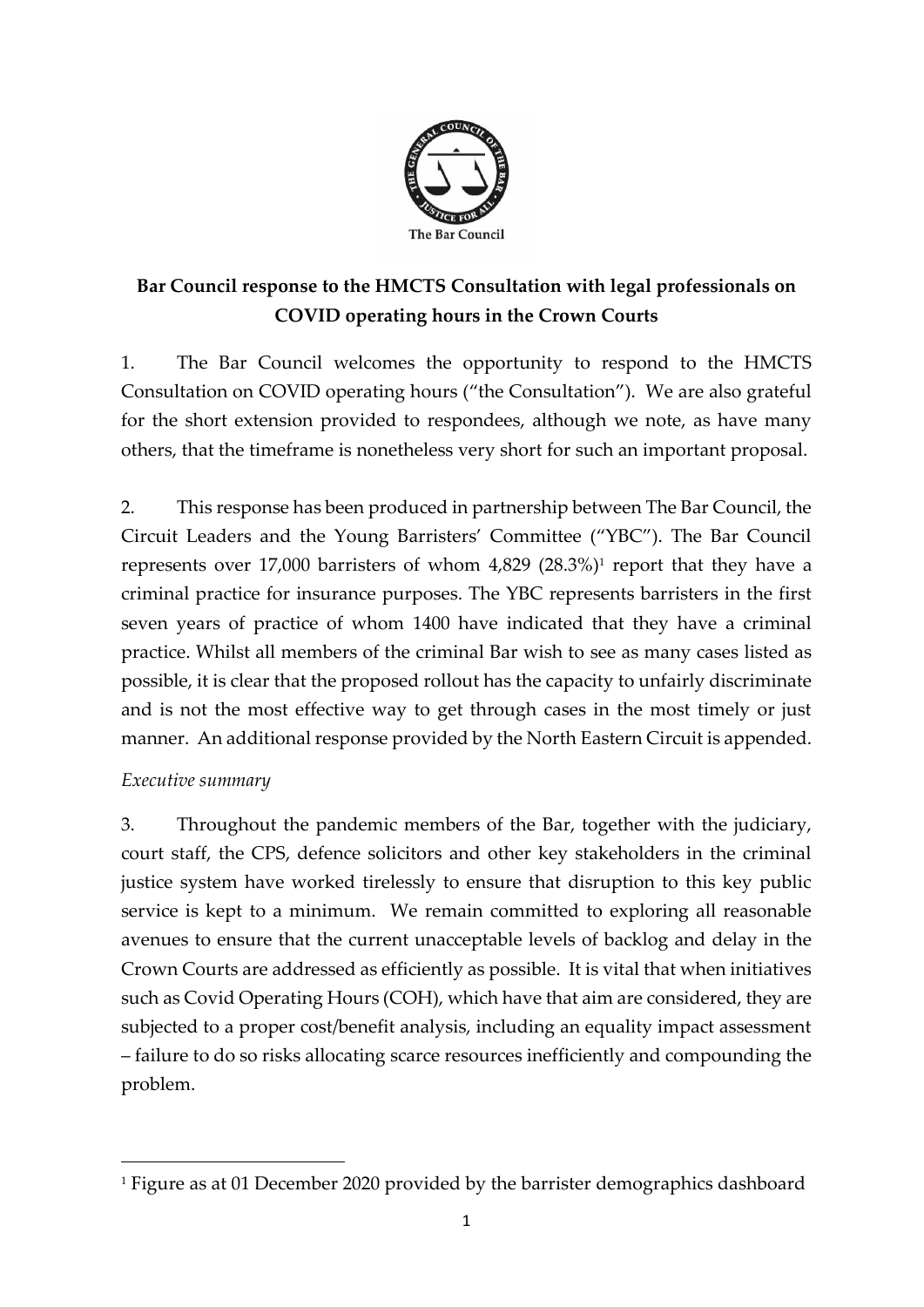**Bar Council response to the HMCTS Consultation with legal professionals on COVID operating hours in the Crown Courts**

1. The Bar Council welcomes the opportunity to respond to the HMCTS Consultation on COVID operating hours ("the Consultation"). We are also grateful for the short extension provided to respondees, although we note, as have many others, that the timeframe is nonetheless very short for such an important proposal.

2. This response has been produced in partnership between The Bar Council, the Circuit Leaders and the Young Barristers' Committee ("YBC"). The Bar Council represents over 17,000 barristers of whom 4,829 (28.3%)[1] report that they have a criminal practice for insurance purposes. The YBC represents barristers in the first seven years of practice of whom 1400 have indicated that they have a criminal practice. Whilst all members of the criminal Bar wish to see as many cases listed as possible, it is clear that the proposed rollout has the capacity to unfairly discriminate and is not the most effective way to get through cases in the most timely or just manner. An additional response provided by the North Eastern Circuit is appended.

*Executive summary*

3. Throughout the pandemic members of the Bar, together with the judiciary, court staff, the CPS, defence solicitors and other key stakeholders in the criminal justice system have worked tirelessly to ensure that disruption to this key public service is kept to a minimum. We remain committed to exploring all reasonable avenues to ensure that the current unacceptable levels of backlog and delay in the Crown Courts are addressed as efficiently as possible. It is vital that when initiatives such as Covid Operating Hours (COH), which have that aim are considered, they are subjected to a proper cost/benefit analysis, including an equality impact assessment – failure to do so risks allocating scarce resources inefficiently and compounding the problem.

[1] Figure as at 01 December 2020 provided by the barrister demographics dashboard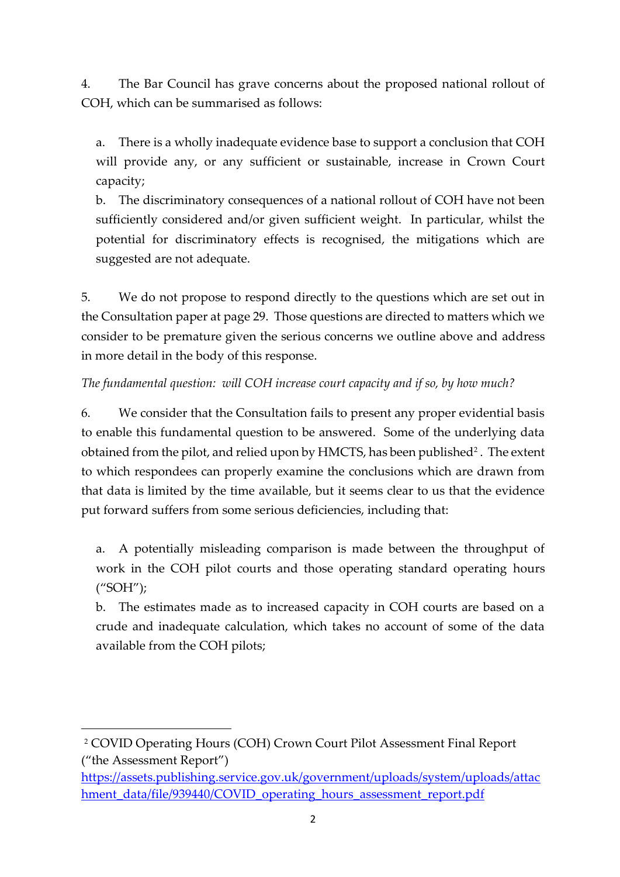4. The Bar Council has grave concerns about the proposed national rollout of COH, which can be summarised as follows:

a. There is a wholly inadequate evidence base to support a conclusion that COH will provide any, or any sufficient or sustainable, increase in Crown Court capacity;

b. The discriminatory consequences of a national rollout of COH have not been sufficiently considered and/or given sufficient weight. In particular, whilst the potential for discriminatory effects is recognised, the mitigations which are suggested are not adequate.

5. We do not propose to respond directly to the questions which are set out in the Consultation paper at page 29. Those questions are directed to matters which we consider to be premature given the serious concerns we outline above and address in more detail in the body of this response.

*The fundamental question: will COH increase court capacity and if so, by how much?*

6. We consider that the Consultation fails to present any proper evidential basis to enable this fundamental question to be answered. Some of the underlying data obtained from the pilot, and relied upon by HMCTS, has been published[2]. The extent to which respondees can properly examine the conclusions which are drawn from that data is limited by the time available, but it seems clear to us that the evidence put forward suffers from some serious deficiencies, including that:

a. A potentially misleading comparison is made between the throughput of work in the COH pilot courts and those operating standard operating hours ("SOH");

b. The estimates made as to increased capacity in COH courts are based on a crude and inadequate calculation, which takes no account of some of the data available from the COH pilots;

---

[2] COVID Operating Hours (COH) Crown Court Pilot Assessment Final Report ("the Assessment Report") https://assets.publishing.service.gov.uk/government/uploads/system/uploads/attachment_data/file/939440/COVID_operating_hours_assessment_report.pdf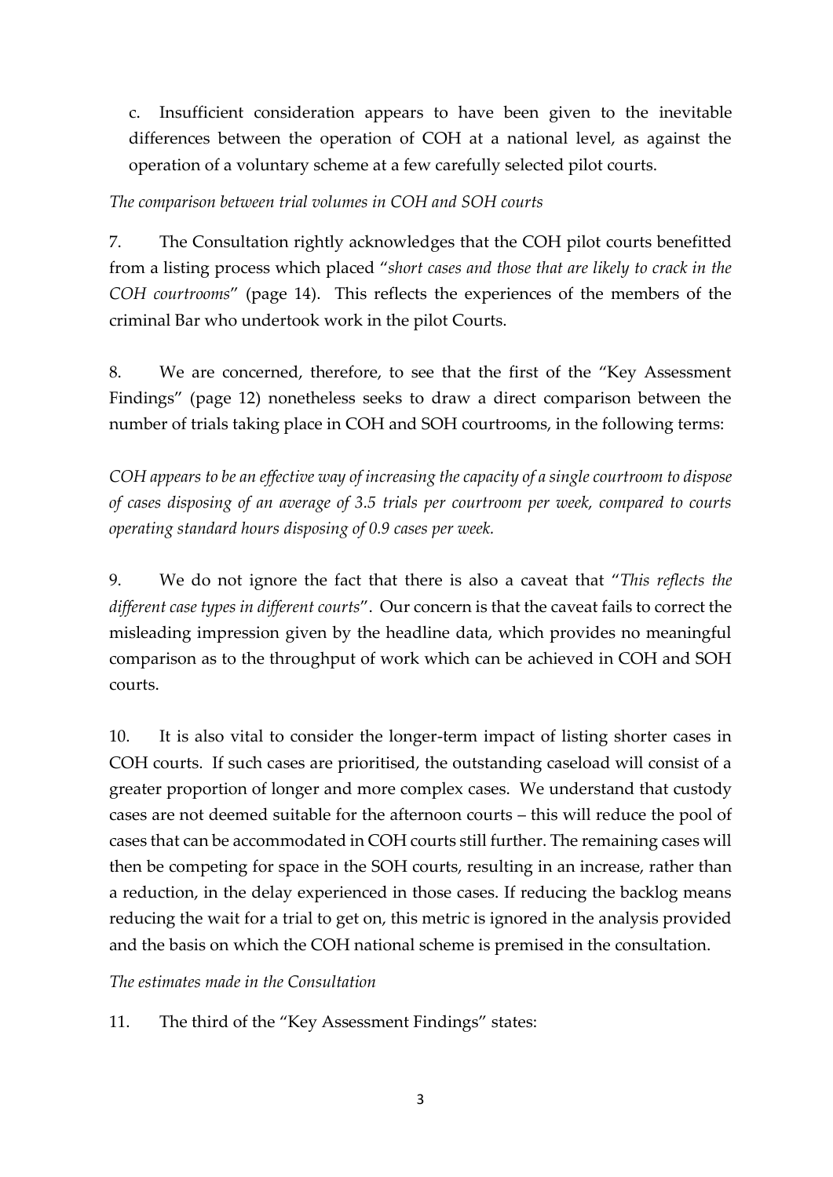c. Insufficient consideration appears to have been given to the inevitable differences between the operation of COH at a national level, as against the operation of a voluntary scheme at a few carefully selected pilot courts.

*The comparison between trial volumes in COH and SOH courts*

7. The Consultation rightly acknowledges that the COH pilot courts benefitted from a listing process which placed "*short cases and those that are likely to crack in the COH courtrooms*" (page 14). This reflects the experiences of the members of the criminal Bar who undertook work in the pilot Courts.

8. We are concerned, therefore, to see that the first of the "Key Assessment Findings" (page 12) nonetheless seeks to draw a direct comparison between the number of trials taking place in COH and SOH courtrooms, in the following terms:

*COH appears to be an effective way of increasing the capacity of a single courtroom to dispose of cases disposing of an average of 3.5 trials per courtroom per week, compared to courts operating standard hours disposing of 0.9 cases per week.*

9. We do not ignore the fact that there is also a caveat that "*This reflects the different case types in different courts*". Our concern is that the caveat fails to correct the misleading impression given by the headline data, which provides no meaningful comparison as to the throughput of work which can be achieved in COH and SOH courts.

10. It is also vital to consider the longer-term impact of listing shorter cases in COH courts. If such cases are prioritised, the outstanding caseload will consist of a greater proportion of longer and more complex cases. We understand that custody cases are not deemed suitable for the afternoon courts – this will reduce the pool of cases that can be accommodated in COH courts still further. The remaining cases will then be competing for space in the SOH courts, resulting in an increase, rather than a reduction, in the delay experienced in those cases. If reducing the backlog means reducing the wait for a trial to get on, this metric is ignored in the analysis provided and the basis on which the COH national scheme is premised in the consultation.

*The estimates made in the Consultation*

11. The third of the "Key Assessment Findings" states: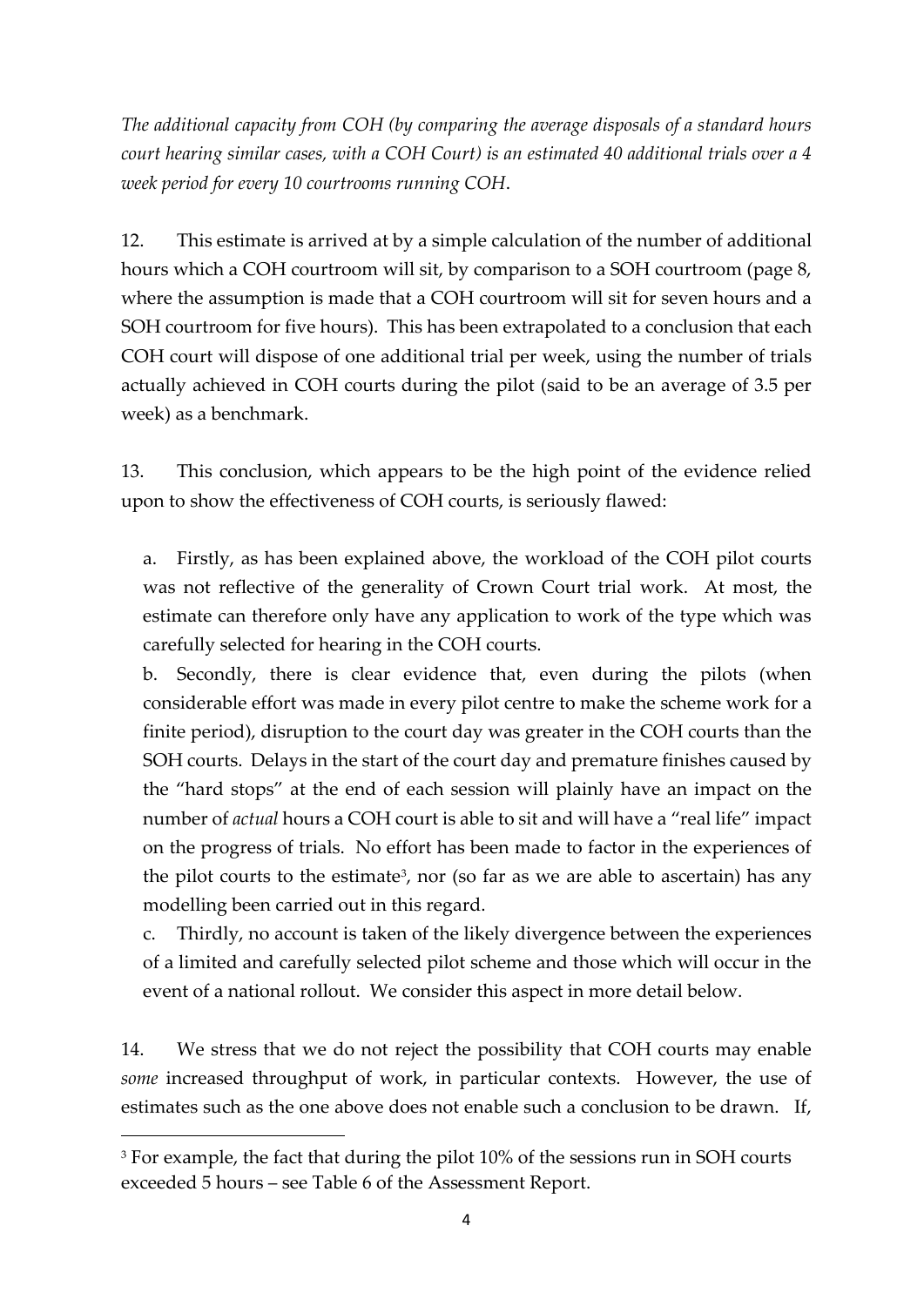*The additional capacity from COH (by comparing the average disposals of a standard hours court hearing similar cases, with a COH Court) is an estimated 40 additional trials over a 4 week period for every 10 courtrooms running COH*.

12. This estimate is arrived at by a simple calculation of the number of additional hours which a COH courtroom will sit, by comparison to a SOH courtroom (page 8, where the assumption is made that a COH courtroom will sit for seven hours and a SOH courtroom for five hours). This has been extrapolated to a conclusion that each COH court will dispose of one additional trial per week, using the number of trials actually achieved in COH courts during the pilot (said to be an average of 3.5 per week) as a benchmark.

13. This conclusion, which appears to be the high point of the evidence relied upon to show the effectiveness of COH courts, is seriously flawed:

a. Firstly, as has been explained above, the workload of the COH pilot courts was not reflective of the generality of Crown Court trial work. At most, the estimate can therefore only have any application to work of the type which was carefully selected for hearing in the COH courts.

b. Secondly, there is clear evidence that, even during the pilots (when considerable effort was made in every pilot centre to make the scheme work for a finite period), disruption to the court day was greater in the COH courts than the SOH courts. Delays in the start of the court day and premature finishes caused by the "hard stops" at the end of each session will plainly have an impact on the number of *actual* hours a COH court is able to sit and will have a "real life" impact on the progress of trials. No effort has been made to factor in the experiences of the pilot courts to the estimate[3], nor (so far as we are able to ascertain) has any modelling been carried out in this regard.

c. Thirdly, no account is taken of the likely divergence between the experiences of a limited and carefully selected pilot scheme and those which will occur in the event of a national rollout. We consider this aspect in more detail below.

14. We stress that we do not reject the possibility that COH courts may enable *some* increased throughput of work, in particular contexts. However, the use of estimates such as the one above does not enable such a conclusion to be drawn. If,

[3] For example, the fact that during the pilot 10% of the sessions run in SOH courts exceeded 5 hours – see Table 6 of the Assessment Report.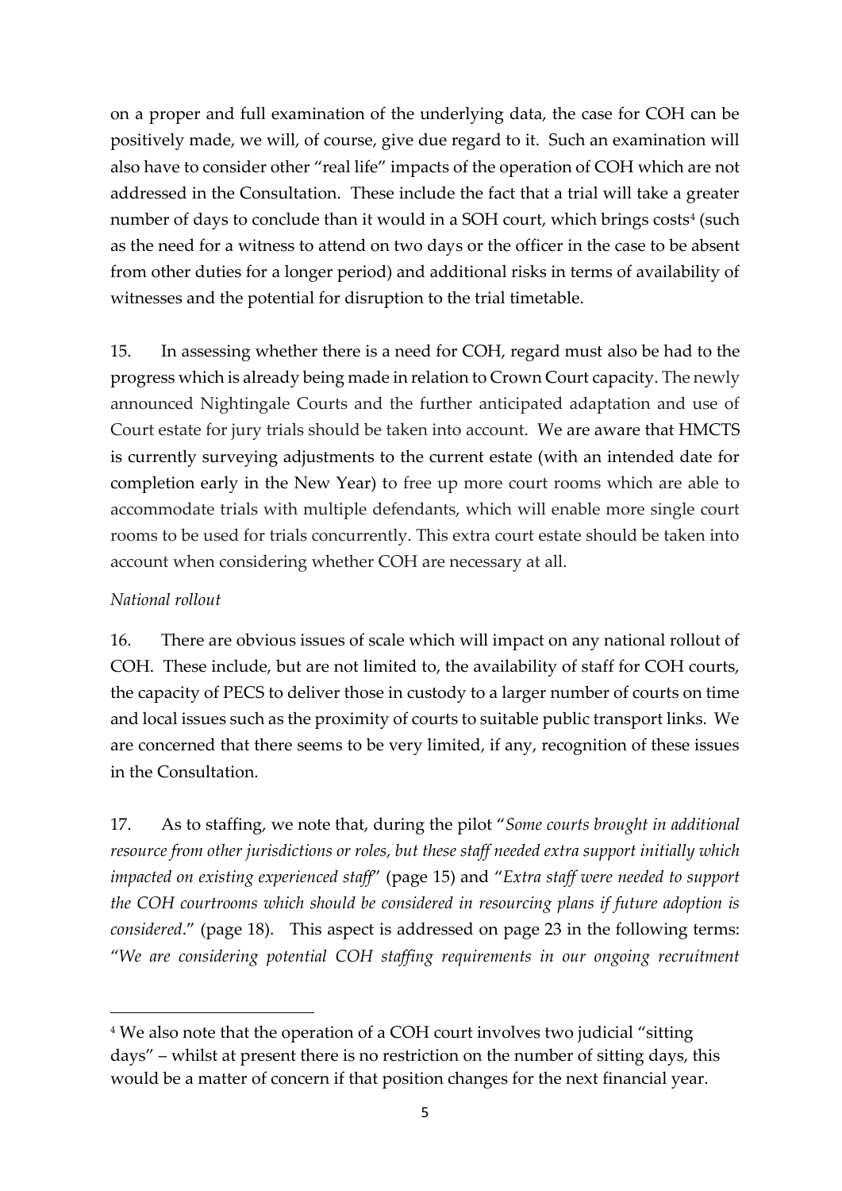on a proper and full examination of the underlying data, the case for COH can be positively made, we will, of course, give due regard to it. Such an examination will also have to consider other "real life" impacts of the operation of COH which are not addressed in the Consultation. These include the fact that a trial will take a greater number of days to conclude than it would in a SOH court, which brings costs[4] (such as the need for a witness to attend on two days or the officer in the case to be absent from other duties for a longer period) and additional risks in terms of availability of witnesses and the potential for disruption to the trial timetable.

15. In assessing whether there is a need for COH, regard must also be had to the progress which is already being made in relation to Crown Court capacity. The newly announced Nightingale Courts and the further anticipated adaptation and use of Court estate for jury trials should be taken into account. We are aware that HMCTS is currently surveying adjustments to the current estate (with an intended date for completion early in the New Year) to free up more court rooms which are able to accommodate trials with multiple defendants, which will enable more single court rooms to be used for trials concurrently. This extra court estate should be taken into account when considering whether COH are necessary at all.

*National rollout*

16. There are obvious issues of scale which will impact on any national rollout of COH. These include, but are not limited to, the availability of staff for COH courts, the capacity of PECS to deliver those in custody to a larger number of courts on time and local issues such as the proximity of courts to suitable public transport links. We are concerned that there seems to be very limited, if any, recognition of these issues in the Consultation.

17. As to staffing, we note that, during the pilot "*Some courts brought in additional resource from other jurisdictions or roles, but these staff needed extra support initially which impacted on existing experienced staff*" (page 15) and "*Extra staff were needed to support the COH courtrooms which should be considered in resourcing plans if future adoption is considered*." (page 18). This aspect is addressed on page 23 in the following terms: "*We are considering potential COH staffing requirements in our ongoing recruitment*

---

[4] We also note that the operation of a COH court involves two judicial "sitting days" – whilst at present there is no restriction on the number of sitting days, this would be a matter of concern if that position changes for the next financial year.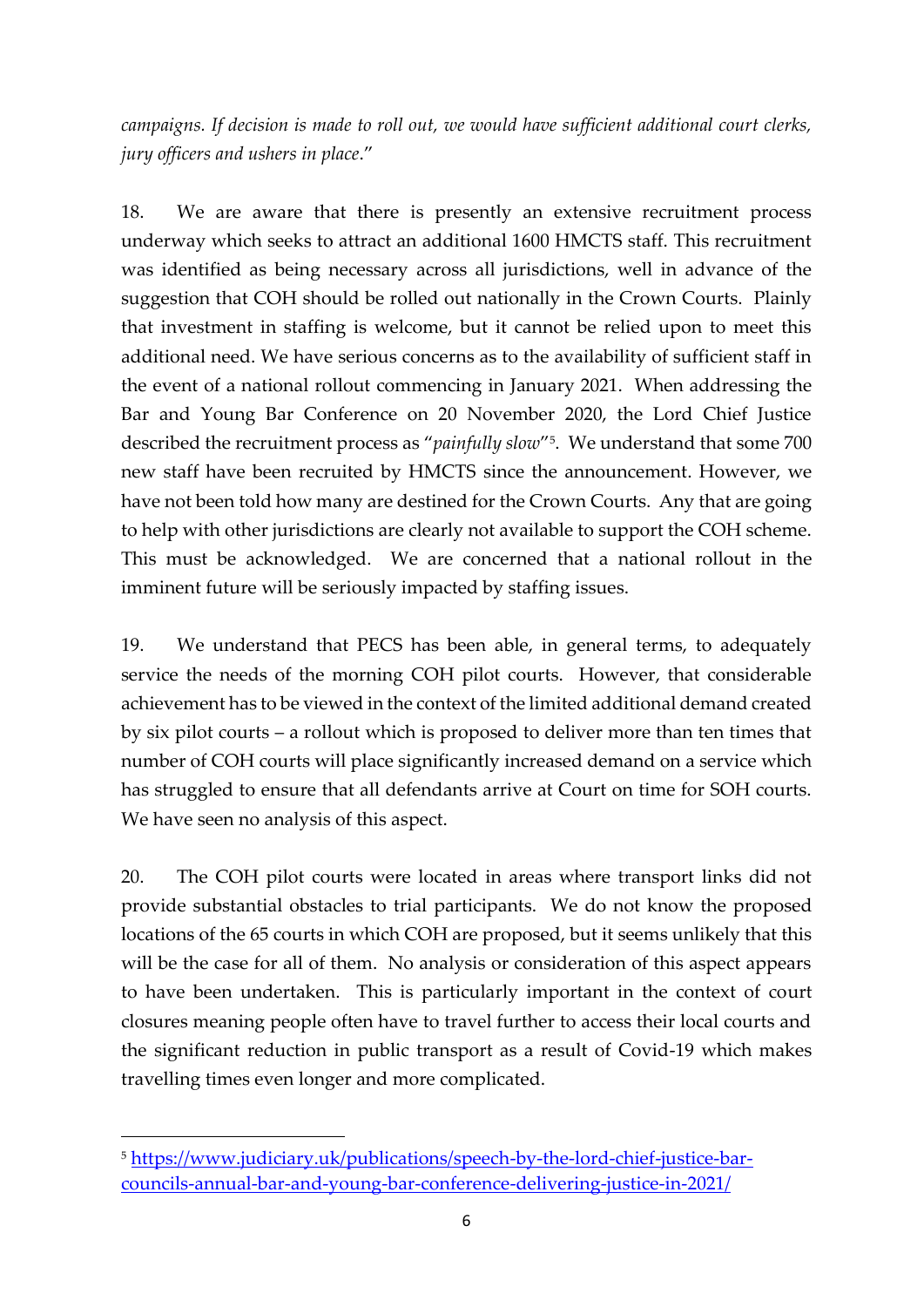*campaigns. If decision is made to roll out, we would have sufficient additional court clerks, jury officers and ushers in place*."

18. We are aware that there is presently an extensive recruitment process underway which seeks to attract an additional 1600 HMCTS staff. This recruitment was identified as being necessary across all jurisdictions, well in advance of the suggestion that COH should be rolled out nationally in the Crown Courts. Plainly that investment in staffing is welcome, but it cannot be relied upon to meet this additional need. We have serious concerns as to the availability of sufficient staff in the event of a national rollout commencing in January 2021. When addressing the Bar and Young Bar Conference on 20 November 2020, the Lord Chief Justice described the recruitment process as "*painfully slow*"[5]. We understand that some 700 new staff have been recruited by HMCTS since the announcement. However, we have not been told how many are destined for the Crown Courts. Any that are going to help with other jurisdictions are clearly not available to support the COH scheme. This must be acknowledged. We are concerned that a national rollout in the imminent future will be seriously impacted by staffing issues.

19. We understand that PECS has been able, in general terms, to adequately service the needs of the morning COH pilot courts. However, that considerable achievement has to be viewed in the context of the limited additional demand created by six pilot courts – a rollout which is proposed to deliver more than ten times that number of COH courts will place significantly increased demand on a service which has struggled to ensure that all defendants arrive at Court on time for SOH courts. We have seen no analysis of this aspect.

20. The COH pilot courts were located in areas where transport links did not provide substantial obstacles to trial participants. We do not know the proposed locations of the 65 courts in which COH are proposed, but it seems unlikely that this will be the case for all of them. No analysis or consideration of this aspect appears to have been undertaken. This is particularly important in the context of court closures meaning people often have to travel further to access their local courts and the significant reduction in public transport as a result of Covid-19 which makes travelling times even longer and more complicated.

---

[5] https://www.judiciary.uk/publications/speech-by-the-lord-chief-justice-bar-councils-annual-bar-and-young-bar-conference-delivering-justice-in-2021/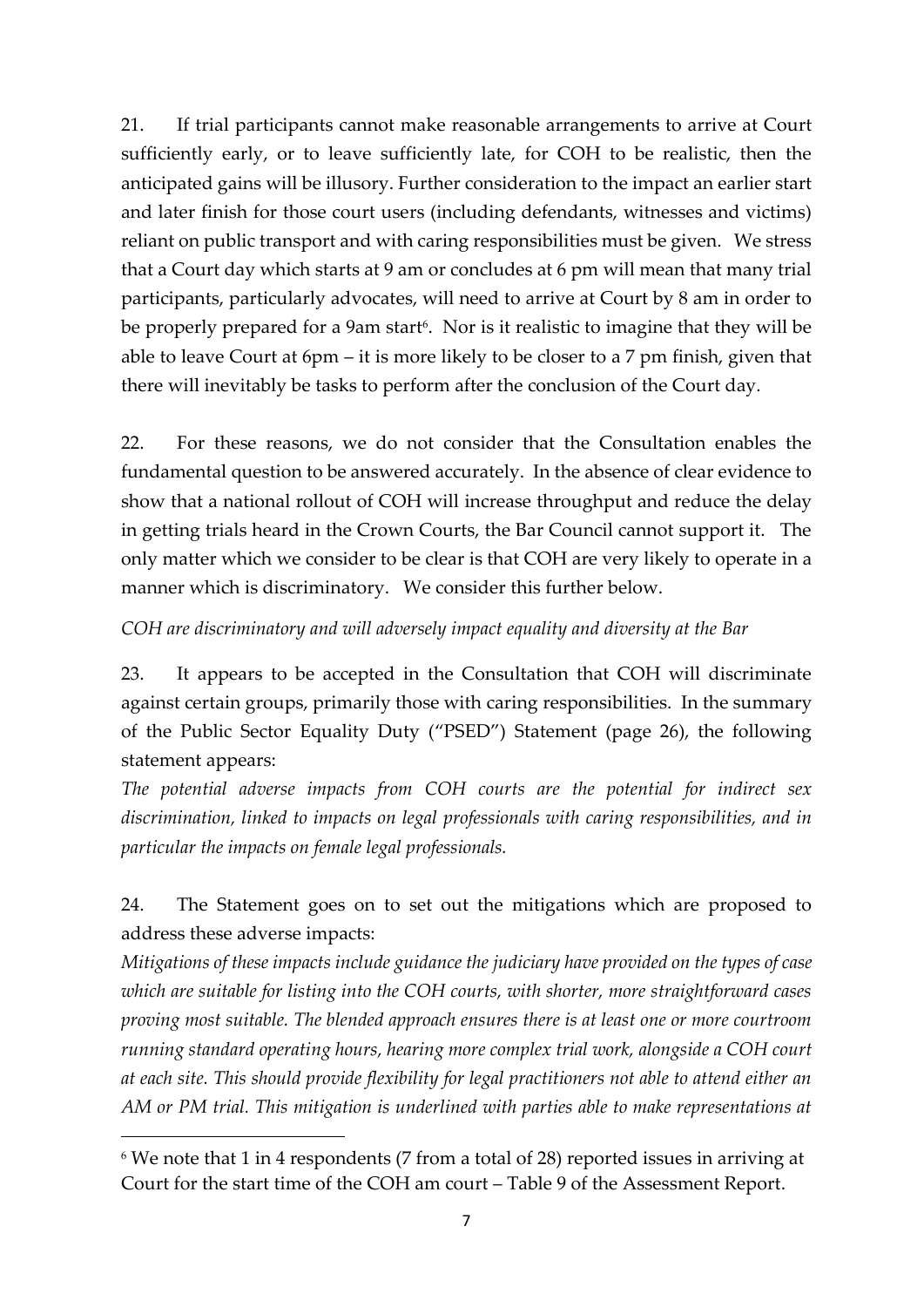21. If trial participants cannot make reasonable arrangements to arrive at Court sufficiently early, or to leave sufficiently late, for COH to be realistic, then the anticipated gains will be illusory. Further consideration to the impact an earlier start and later finish for those court users (including defendants, witnesses and victims) reliant on public transport and with caring responsibilities must be given. We stress that a Court day which starts at 9 am or concludes at 6 pm will mean that many trial participants, particularly advocates, will need to arrive at Court by 8 am in order to be properly prepared for a 9am start[6]. Nor is it realistic to imagine that they will be able to leave Court at 6pm – it is more likely to be closer to a 7 pm finish, given that there will inevitably be tasks to perform after the conclusion of the Court day.

22. For these reasons, we do not consider that the Consultation enables the fundamental question to be answered accurately. In the absence of clear evidence to show that a national rollout of COH will increase throughput and reduce the delay in getting trials heard in the Crown Courts, the Bar Council cannot support it. The only matter which we consider to be clear is that COH are very likely to operate in a manner which is discriminatory. We consider this further below.

*COH are discriminatory and will adversely impact equality and diversity at the Bar*

23. It appears to be accepted in the Consultation that COH will discriminate against certain groups, primarily those with caring responsibilities. In the summary of the Public Sector Equality Duty ("PSED") Statement (page 26), the following statement appears:

*The potential adverse impacts from COH courts are the potential for indirect sex discrimination, linked to impacts on legal professionals with caring responsibilities, and in particular the impacts on female legal professionals.*

24. The Statement goes on to set out the mitigations which are proposed to address these adverse impacts:

*Mitigations of these impacts include guidance the judiciary have provided on the types of case which are suitable for listing into the COH courts, with shorter, more straightforward cases proving most suitable. The blended approach ensures there is at least one or more courtroom running standard operating hours, hearing more complex trial work, alongside a COH court at each site. This should provide flexibility for legal practitioners not able to attend either an AM or PM trial. This mitigation is underlined with parties able to make representations at*

---

[6] We note that 1 in 4 respondents (7 from a total of 28) reported issues in arriving at Court for the start time of the COH am court – Table 9 of the Assessment Report.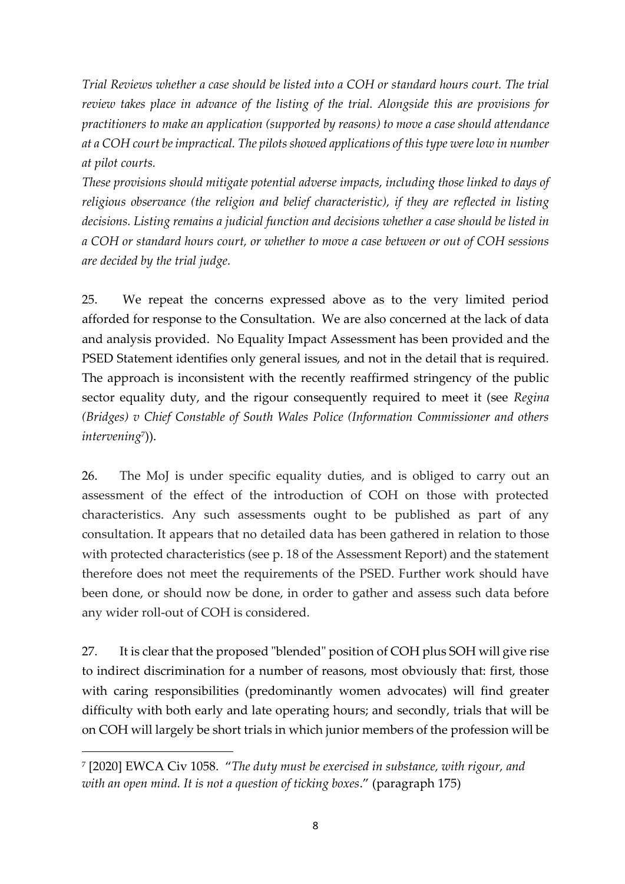*Trial Reviews whether a case should be listed into a COH or standard hours court. The trial review takes place in advance of the listing of the trial. Alongside this are provisions for practitioners to make an application (supported by reasons) to move a case should attendance at a COH court be impractical. The pilots showed applications of this type were low in number at pilot courts.*

*These provisions should mitigate potential adverse impacts, including those linked to days of religious observance (the religion and belief characteristic), if they are reflected in listing decisions. Listing remains a judicial function and decisions whether a case should be listed in a COH or standard hours court, or whether to move a case between or out of COH sessions are decided by the trial judge.*

25. We repeat the concerns expressed above as to the very limited period afforded for response to the Consultation. We are also concerned at the lack of data and analysis provided. No Equality Impact Assessment has been provided and the PSED Statement identifies only general issues, and not in the detail that is required. The approach is inconsistent with the recently reaffirmed stringency of the public sector equality duty, and the rigour consequently required to meet it (see *Regina (Bridges) v Chief Constable of South Wales Police (Information Commissioner and others intervening*[7])).

26. The MoJ is under specific equality duties, and is obliged to carry out an assessment of the effect of the introduction of COH on those with protected characteristics. Any such assessments ought to be published as part of any consultation. It appears that no detailed data has been gathered in relation to those with protected characteristics (see p. 18 of the Assessment Report) and the statement therefore does not meet the requirements of the PSED. Further work should have been done, or should now be done, in order to gather and assess such data before any wider roll-out of COH is considered.

27. It is clear that the proposed "blended" position of COH plus SOH will give rise to indirect discrimination for a number of reasons, most obviously that: first, those with caring responsibilities (predominantly women advocates) will find greater difficulty with both early and late operating hours; and secondly, trials that will be on COH will largely be short trials in which junior members of the profession will be

---

[7] [2020] EWCA Civ 1058. "*The duty must be exercised in substance, with rigour, and with an open mind. It is not a question of ticking boxes*." (paragraph 175)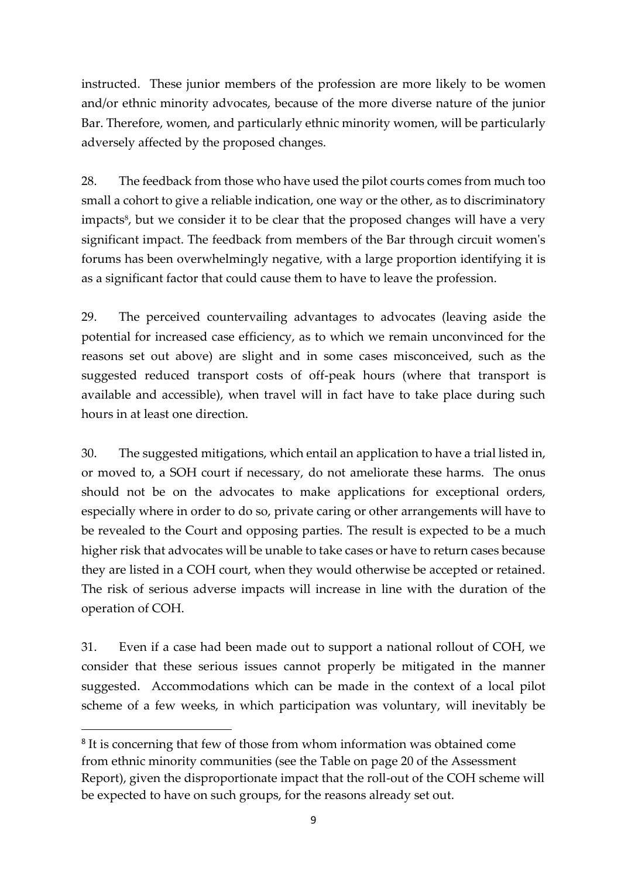instructed. These junior members of the profession are more likely to be women and/or ethnic minority advocates, because of the more diverse nature of the junior Bar. Therefore, women, and particularly ethnic minority women, will be particularly adversely affected by the proposed changes.

28. The feedback from those who have used the pilot courts comes from much too small a cohort to give a reliable indication, one way or the other, as to discriminatory impacts[8], but we consider it to be clear that the proposed changes will have a very significant impact. The feedback from members of the Bar through circuit women's forums has been overwhelmingly negative, with a large proportion identifying it is as a significant factor that could cause them to have to leave the profession.

29. The perceived countervailing advantages to advocates (leaving aside the potential for increased case efficiency, as to which we remain unconvinced for the reasons set out above) are slight and in some cases misconceived, such as the suggested reduced transport costs of off-peak hours (where that transport is available and accessible), when travel will in fact have to take place during such hours in at least one direction.

30. The suggested mitigations, which entail an application to have a trial listed in, or moved to, a SOH court if necessary, do not ameliorate these harms. The onus should not be on the advocates to make applications for exceptional orders, especially where in order to do so, private caring or other arrangements will have to be revealed to the Court and opposing parties. The result is expected to be a much higher risk that advocates will be unable to take cases or have to return cases because they are listed in a COH court, when they would otherwise be accepted or retained. The risk of serious adverse impacts will increase in line with the duration of the operation of COH.

31. Even if a case had been made out to support a national rollout of COH, we consider that these serious issues cannot properly be mitigated in the manner suggested. Accommodations which can be made in the context of a local pilot scheme of a few weeks, in which participation was voluntary, will inevitably be

---

[8] It is concerning that few of those from whom information was obtained come from ethnic minority communities (see the Table on page 20 of the Assessment Report), given the disproportionate impact that the roll-out of the COH scheme will be expected to have on such groups, for the reasons already set out.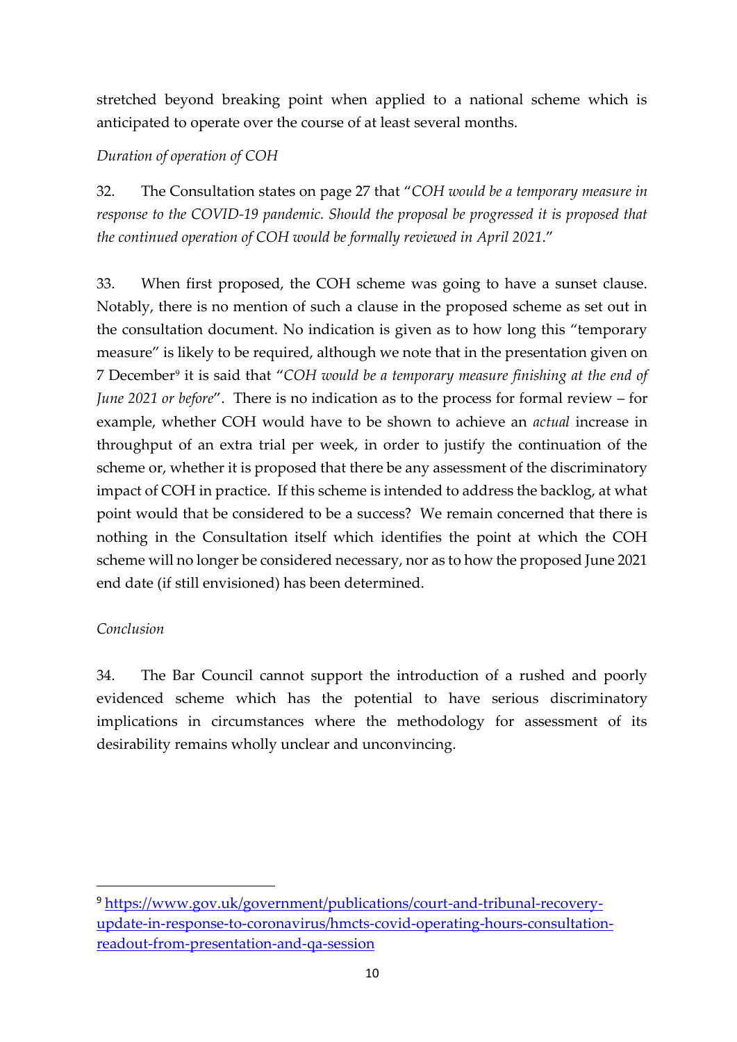stretched beyond breaking point when applied to a national scheme which is anticipated to operate over the course of at least several months.

*Duration of operation of COH*

32. The Consultation states on page 27 that "*COH would be a temporary measure in response to the COVID-19 pandemic. Should the proposal be progressed it is proposed that the continued operation of COH would be formally reviewed in April 2021*."

33. When first proposed, the COH scheme was going to have a sunset clause. Notably, there is no mention of such a clause in the proposed scheme as set out in the consultation document. No indication is given as to how long this "temporary measure" is likely to be required, although we note that in the presentation given on 7 December[9] it is said that "*COH would be a temporary measure finishing at the end of June 2021 or before*". There is no indication as to the process for formal review – for example, whether COH would have to be shown to achieve an *actual* increase in throughput of an extra trial per week, in order to justify the continuation of the scheme or, whether it is proposed that there be any assessment of the discriminatory impact of COH in practice. If this scheme is intended to address the backlog, at what point would that be considered to be a success? We remain concerned that there is nothing in the Consultation itself which identifies the point at which the COH scheme will no longer be considered necessary, nor as to how the proposed June 2021 end date (if still envisioned) has been determined.

*Conclusion*

34. The Bar Council cannot support the introduction of a rushed and poorly evidenced scheme which has the potential to have serious discriminatory implications in circumstances where the methodology for assessment of its desirability remains wholly unclear and unconvincing.

---

[9] https://www.gov.uk/government/publications/court-and-tribunal-recovery-update-in-response-to-coronavirus/hmcts-covid-operating-hours-consultation-readout-from-presentation-and-qa-session